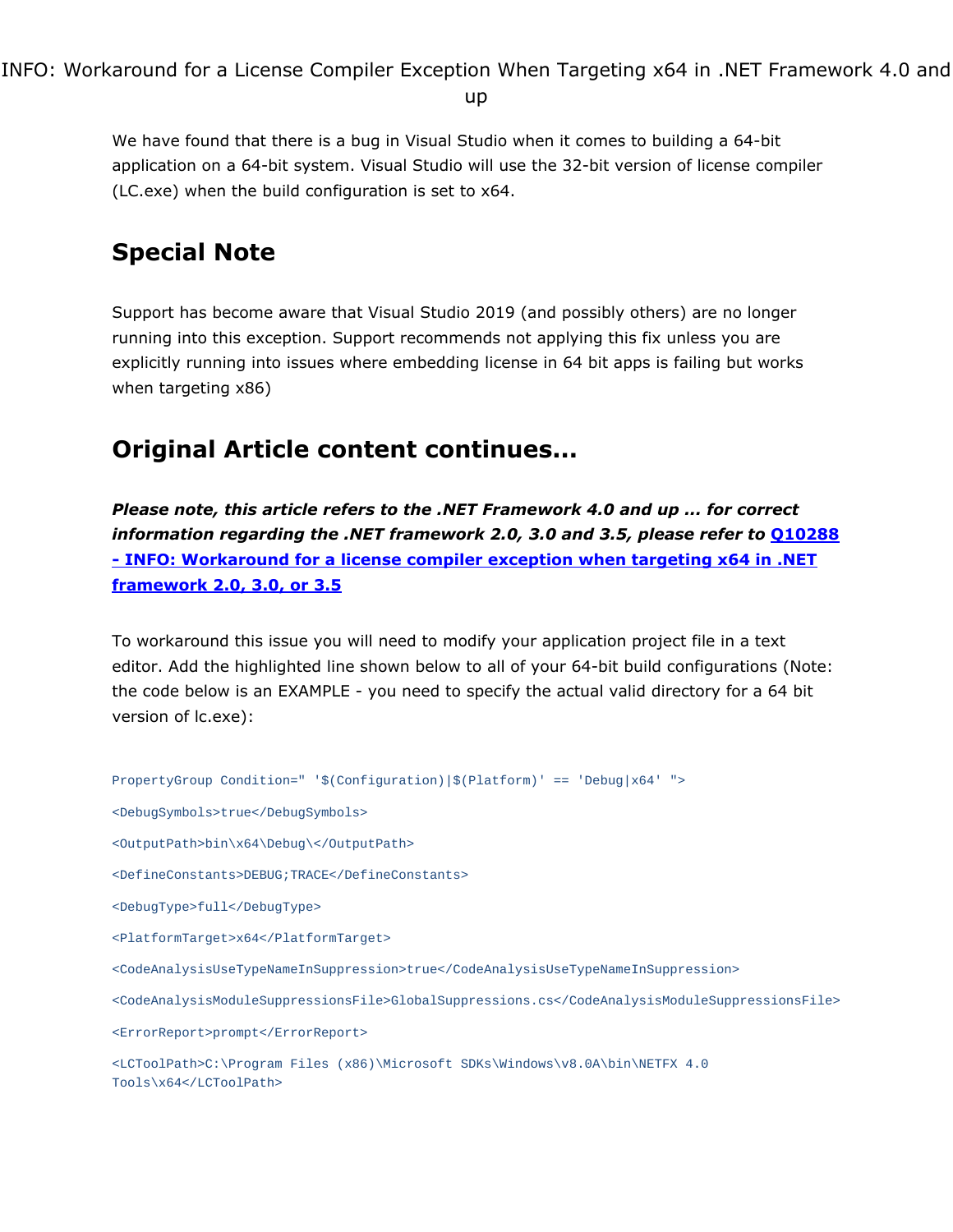# INFO: Workaround for a License Compiler Exception When Targeting x64 in .NET Framework 4.0 and up

We have found that there is a bug in Visual Studio when it comes to building a 64-bit application on a 64-bit system. Visual Studio will use the 32-bit version of license compiler (LC.exe) when the build configuration is set to x64.

## Special Note

Support has become aware that Visual Studio 2019 (and possibly others) are no longer running into this exception. Support recommends not applying this fix unless you are explicitly running into issues where embedding license in 64 bit apps is failing but works when targeting x86)

## Original Article content continues...

***Please note, this article refers to the .NET Framework 4.0 and up ... for correct information regarding the .NET framework 2.0, 3.0 and 3.5, please refer to [Q10288 - INFO: Workaround for a license compiler exception when targeting x64 in .NET framework 2.0, 3.0, or 3.5]()***

To workaround this issue you will need to modify your application project file in a text editor. Add the highlighted line shown below to all of your 64-bit build configurations (Note: the code below is an EXAMPLE - you need to specify the actual valid directory for a 64 bit version of lc.exe):

```
PropertyGroup Condition=" '$(Configuration)|$(Platform)' == 'Debug|x64' ">
<DebugSymbols>true</DebugSymbols>
<OutputPath>bin\x64\Debug\</OutputPath>
<DefineConstants>DEBUG;TRACE</DefineConstants>
<DebugType>full</DebugType>
<PlatformTarget>x64</PlatformTarget>
<CodeAnalysisUseTypeNameInSuppression>true</CodeAnalysisUseTypeNameInSuppression>
<CodeAnalysisModuleSuppressionsFile>GlobalSuppressions.cs</CodeAnalysisModuleSuppressionsFile>
<ErrorReport>prompt</ErrorReport>
<LCToolPath>C:\Program Files (x86)\Microsoft SDKs\Windows\v8.0A\bin\NETFX 4.0 Tools\x64</LCToolPath>
```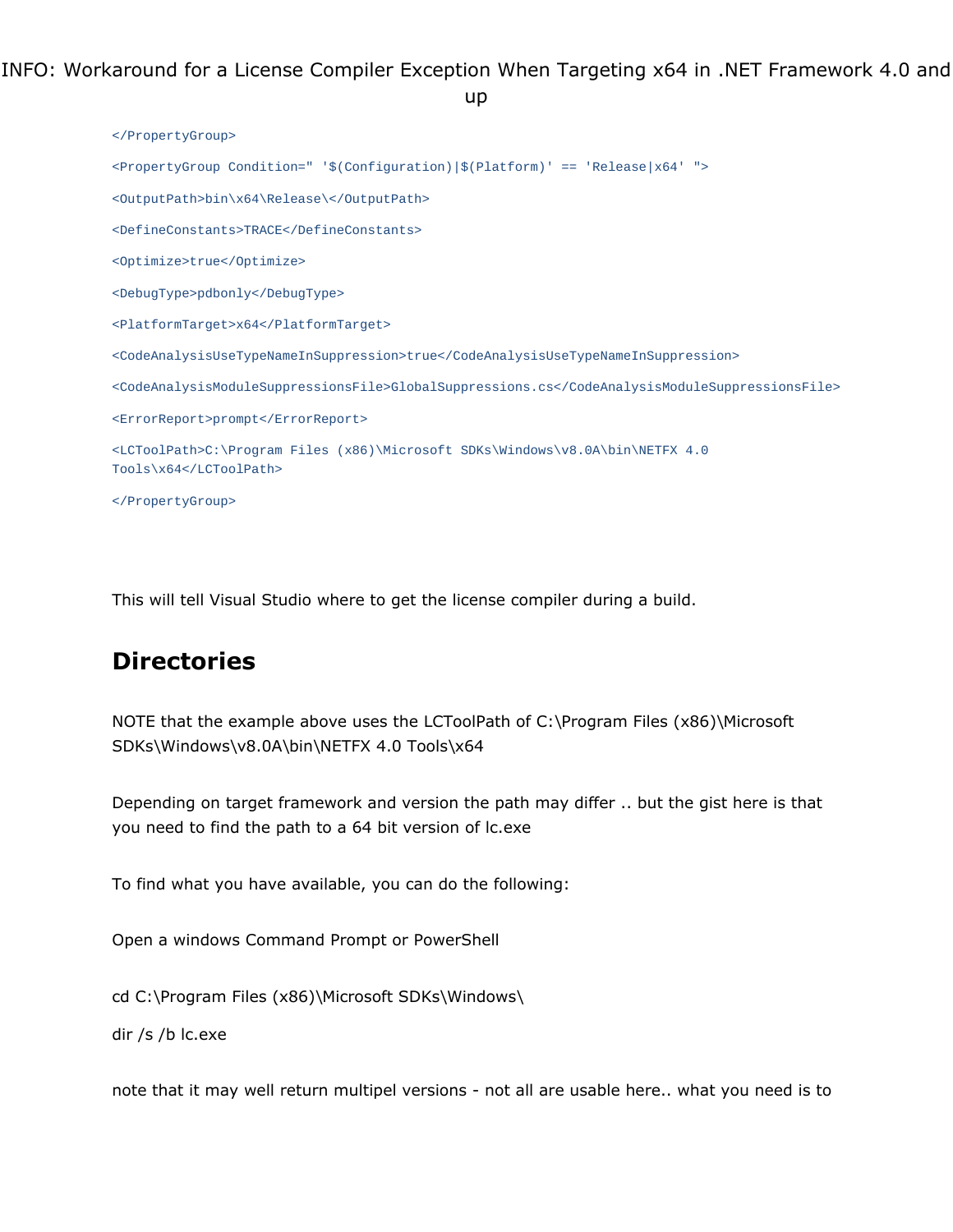```
</PropertyGroup>

<PropertyGroup Condition=" '$(Configuration)|$(Platform)' == 'Release|x64' ">

<OutputPath>bin\x64\Release\</OutputPath>

<DefineConstants>TRACE</DefineConstants>

<Optimize>true</Optimize>

<DebugType>pdbonly</DebugType>

<PlatformTarget>x64</PlatformTarget>

<CodeAnalysisUseTypeNameInSuppression>true</CodeAnalysisUseTypeNameInSuppression>

<CodeAnalysisModuleSuppressionsFile>GlobalSuppressions.cs</CodeAnalysisModuleSuppressionsFile>

<ErrorReport>prompt</ErrorReport>

<LCToolPath>C:\Program Files (x86)\Microsoft SDKs\Windows\v8.0A\bin\NETFX 4.0 Tools\x64</LCToolPath>

</PropertyGroup>
```

This will tell Visual Studio where to get the license compiler during a build.

## Directories

NOTE that the example above uses the LCToolPath of C:\Program Files (x86)\Microsoft SDKs\Windows\v8.0A\bin\NETFX 4.0 Tools\x64

Depending on target framework and version the path may differ .. but the gist here is that you need to find the path to a 64 bit version of lc.exe

To find what you have available, you can do the following:

Open a windows Command Prompt or PowerShell

cd C:\Program Files (x86)\Microsoft SDKs\Windows\

dir /s /b lc.exe

note that it may well return multipel versions - not all are usable here.. what you need is to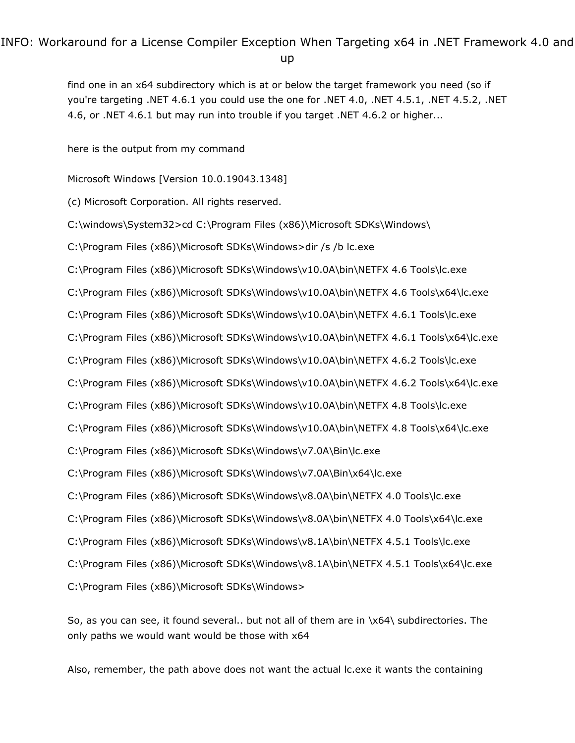find one in an x64 subdirectory which is at or below the target framework you need (so if you're targeting .NET 4.6.1 you could use the one for .NET 4.0, .NET 4.5.1, .NET 4.5.2, .NET 4.6, or .NET 4.6.1 but may run into trouble if you target .NET 4.6.2 or higher...

here is the output from my command

```
Microsoft Windows [Version 10.0.19043.1348]

(c) Microsoft Corporation. All rights reserved.

C:\windows\System32>cd C:\Program Files (x86)\Microsoft SDKs\Windows\

C:\Program Files (x86)\Microsoft SDKs\Windows>dir /s /b lc.exe

C:\Program Files (x86)\Microsoft SDKs\Windows\v10.0A\bin\NETFX 4.6 Tools\lc.exe

C:\Program Files (x86)\Microsoft SDKs\Windows\v10.0A\bin\NETFX 4.6 Tools\x64\lc.exe

C:\Program Files (x86)\Microsoft SDKs\Windows\v10.0A\bin\NETFX 4.6.1 Tools\lc.exe

C:\Program Files (x86)\Microsoft SDKs\Windows\v10.0A\bin\NETFX 4.6.1 Tools\x64\lc.exe

C:\Program Files (x86)\Microsoft SDKs\Windows\v10.0A\bin\NETFX 4.6.2 Tools\lc.exe

C:\Program Files (x86)\Microsoft SDKs\Windows\v10.0A\bin\NETFX 4.6.2 Tools\x64\lc.exe

C:\Program Files (x86)\Microsoft SDKs\Windows\v10.0A\bin\NETFX 4.8 Tools\lc.exe

C:\Program Files (x86)\Microsoft SDKs\Windows\v10.0A\bin\NETFX 4.8 Tools\x64\lc.exe

C:\Program Files (x86)\Microsoft SDKs\Windows\v7.0A\Bin\lc.exe

C:\Program Files (x86)\Microsoft SDKs\Windows\v7.0A\Bin\x64\lc.exe

C:\Program Files (x86)\Microsoft SDKs\Windows\v8.0A\bin\NETFX 4.0 Tools\lc.exe

C:\Program Files (x86)\Microsoft SDKs\Windows\v8.0A\bin\NETFX 4.0 Tools\x64\lc.exe

C:\Program Files (x86)\Microsoft SDKs\Windows\v8.1A\bin\NETFX 4.5.1 Tools\lc.exe

C:\Program Files (x86)\Microsoft SDKs\Windows\v8.1A\bin\NETFX 4.5.1 Tools\x64\lc.exe

C:\Program Files (x86)\Microsoft SDKs\Windows>
```

So, as you can see, it found several.. but not all of them are in \x64\ subdirectories. The only paths we would want would be those with x64

Also, remember, the path above does not want the actual lc.exe it wants the containing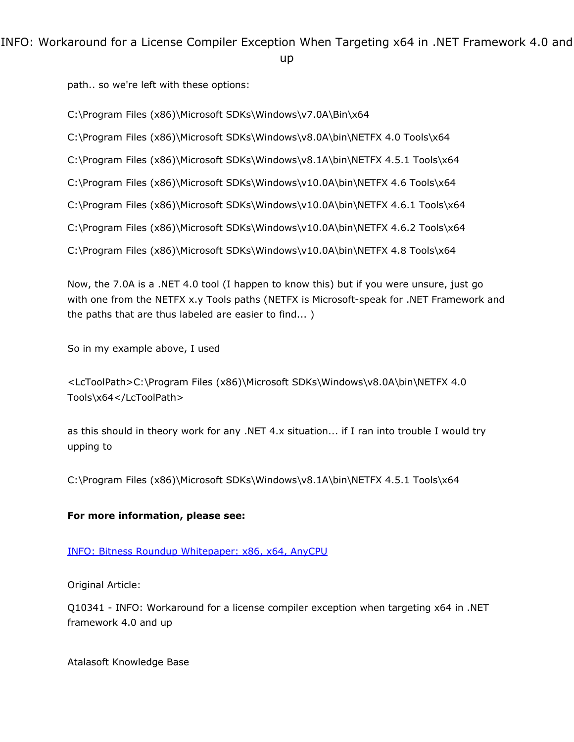path.. so we're left with these options:

C:\Program Files (x86)\Microsoft SDKs\Windows\v7.0A\Bin\x64

C:\Program Files (x86)\Microsoft SDKs\Windows\v8.0A\bin\NETFX 4.0 Tools\x64

C:\Program Files (x86)\Microsoft SDKs\Windows\v8.1A\bin\NETFX 4.5.1 Tools\x64

C:\Program Files (x86)\Microsoft SDKs\Windows\v10.0A\bin\NETFX 4.6 Tools\x64

C:\Program Files (x86)\Microsoft SDKs\Windows\v10.0A\bin\NETFX 4.6.1 Tools\x64

C:\Program Files (x86)\Microsoft SDKs\Windows\v10.0A\bin\NETFX 4.6.2 Tools\x64

C:\Program Files (x86)\Microsoft SDKs\Windows\v10.0A\bin\NETFX 4.8 Tools\x64

Now, the 7.0A is a .NET 4.0 tool (I happen to know this) but if you were unsure, just go with one from the NETFX x.y Tools paths (NETFX is Microsoft-speak for .NET Framework and the paths that are thus labeled are easier to find... )

So in my example above, I used

<LcToolPath>C:\Program Files (x86)\Microsoft SDKs\Windows\v8.0A\bin\NETFX 4.0 Tools\x64</LcToolPath>

as this should in theory work for any .NET 4.x situation... if I ran into trouble I would try upping to

C:\Program Files (x86)\Microsoft SDKs\Windows\v8.1A\bin\NETFX 4.5.1 Tools\x64

**For more information, please see:**

[INFO: Bitness Roundup Whitepaper: x86, x64, AnyCPU]()

Original Article:

Q10341 - INFO: Workaround for a license compiler exception when targeting x64 in .NET framework 4.0 and up

Atalasoft Knowledge Base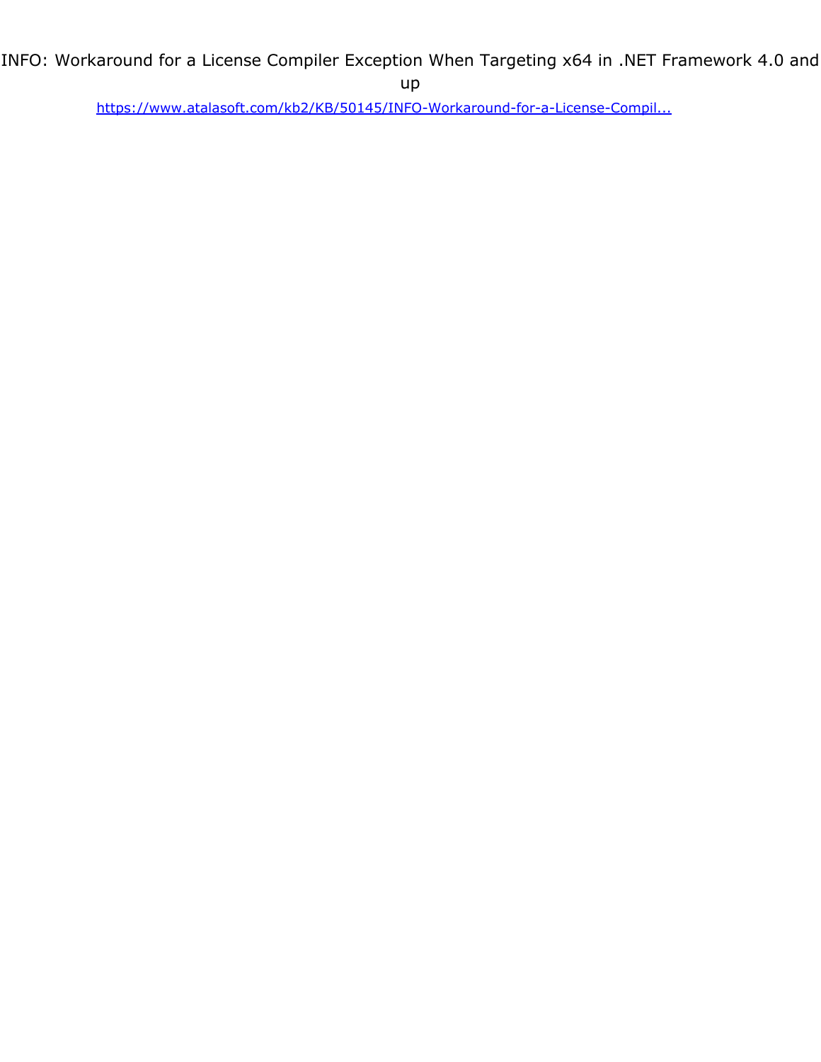INFO: Workaround for a License Compiler Exception When Targeting x64 in .NET Framework 4.0 and up

https://www.atalasoft.com/kb2/KB/50145/INFO-Workaround-for-a-License-Compil...